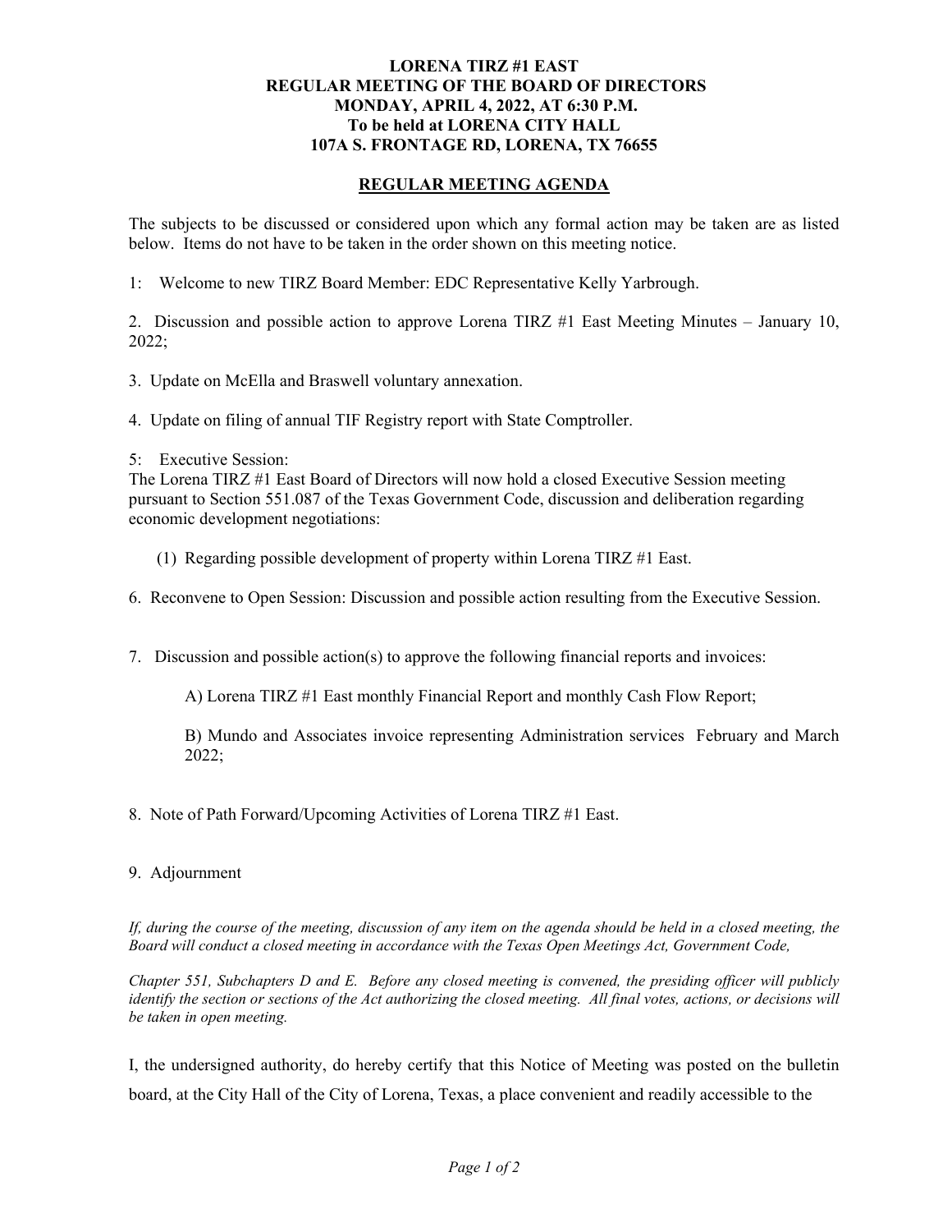**LORENA TIRZ #1 EAST**
**REGULAR MEETING OF THE BOARD OF DIRECTORS**
**MONDAY, APRIL 4, 2022, AT 6:30 P.M.**
**To be held at LORENA CITY HALL**
**107A S. FRONTAGE RD, LORENA, TX 76655**

## REGULAR MEETING AGENDA

The subjects to be discussed or considered upon which any formal action may be taken are as listed below. Items do not have to be taken in the order shown on this meeting notice.

1: Welcome to new TIRZ Board Member: EDC Representative Kelly Yarbrough.

2. Discussion and possible action to approve Lorena TIRZ #1 East Meeting Minutes – January 10, 2022;

3. Update on McElla and Braswell voluntary annexation.

4. Update on filing of annual TIF Registry report with State Comptroller.

5: Executive Session:
The Lorena TIRZ #1 East Board of Directors will now hold a closed Executive Session meeting pursuant to Section 551.087 of the Texas Government Code, discussion and deliberation regarding economic development negotiations:

(1) Regarding possible development of property within Lorena TIRZ #1 East.

6. Reconvene to Open Session: Discussion and possible action resulting from the Executive Session.

7. Discussion and possible action(s) to approve the following financial reports and invoices:

A) Lorena TIRZ #1 East monthly Financial Report and monthly Cash Flow Report;

B) Mundo and Associates invoice representing Administration services February and March 2022;

8. Note of Path Forward/Upcoming Activities of Lorena TIRZ #1 East.

9. Adjournment

*If, during the course of the meeting, discussion of any item on the agenda should be held in a closed meeting, the Board will conduct a closed meeting in accordance with the Texas Open Meetings Act, Government Code,*

*Chapter 551, Subchapters D and E. Before any closed meeting is convened, the presiding officer will publicly identify the section or sections of the Act authorizing the closed meeting. All final votes, actions, or decisions will be taken in open meeting.*

I, the undersigned authority, do hereby certify that this Notice of Meeting was posted on the bulletin board, at the City Hall of the City of Lorena, Texas, a place convenient and readily accessible to the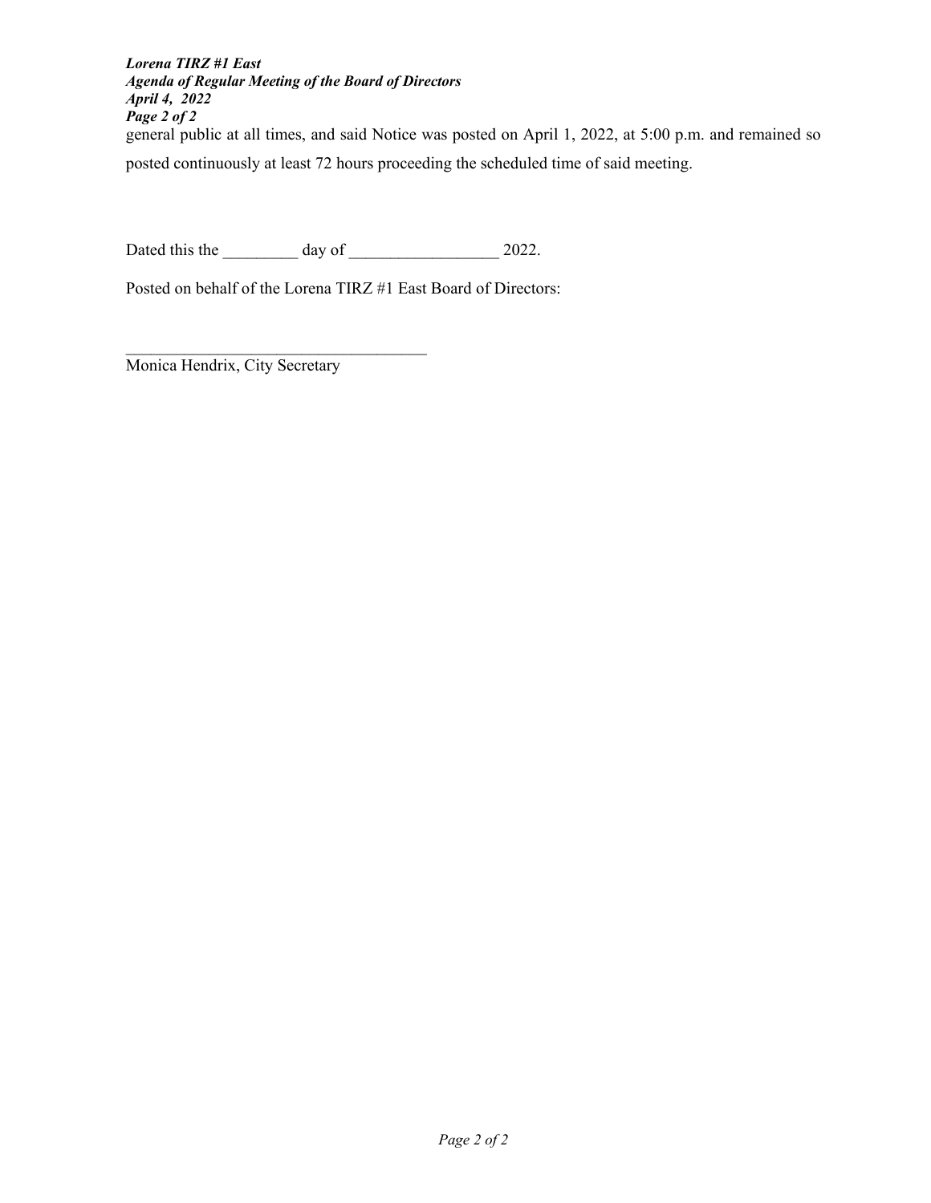general public at all times, and said Notice was posted on April 1, 2022, at 5:00 p.m. and remained so posted continuously at least 72 hours proceeding the scheduled time of said meeting.

Dated this the _________ day of __________________ 2022.

Posted on behalf of the Lorena TIRZ #1 East Board of Directors:

_____________________________________
Monica Hendrix, City Secretary